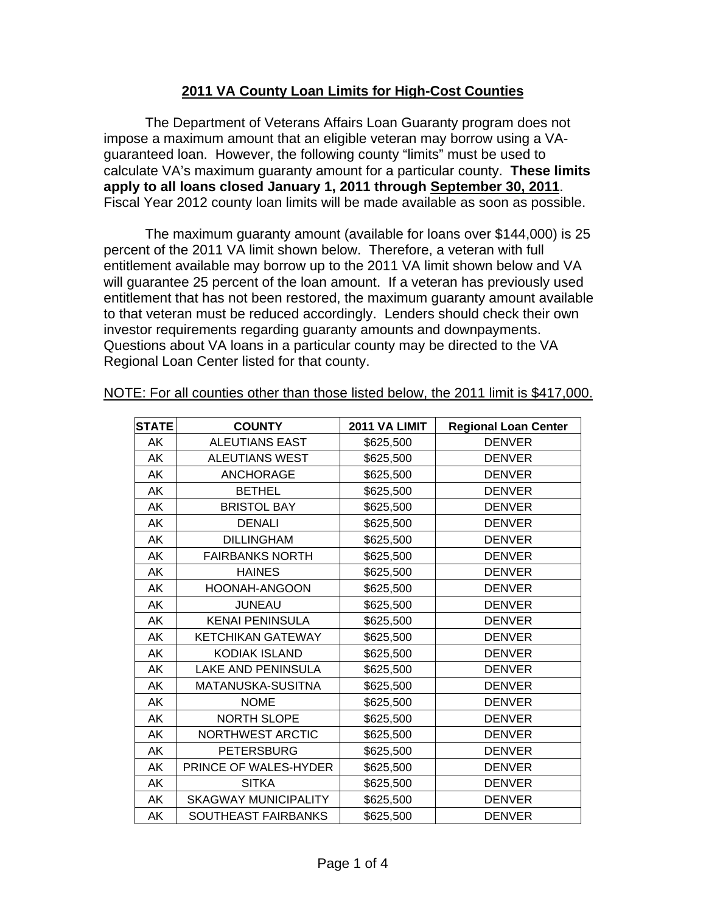# 2011 VA County Loan Limits for High-Cost Counties

The Department of Veterans Affairs Loan Guaranty program does not impose a maximum amount that an eligible veteran may borrow using a VA-guaranteed loan. However, the following county "limits" must be used to calculate VA's maximum guaranty amount for a particular county. **These limits apply to all loans closed January 1, 2011 through September 30, 2011**. Fiscal Year 2012 county loan limits will be made available as soon as possible.

The maximum guaranty amount (available for loans over $144,000) is 25 percent of the 2011 VA limit shown below. Therefore, a veteran with full entitlement available may borrow up to the 2011 VA limit shown below and VA will guarantee 25 percent of the loan amount. If a veteran has previously used entitlement that has not been restored, the maximum guaranty amount available to that veteran must be reduced accordingly. Lenders should check their own investor requirements regarding guaranty amounts and downpayments. Questions about VA loans in a particular county may be directed to the VA Regional Loan Center listed for that county.

NOTE: For all counties other than those listed below, the 2011 limit is $417,000.

| STATE | COUNTY | 2011 VA LIMIT | Regional Loan Center |
|---|---|---|---|
| AK | ALEUTIANS EAST | $625,500 | DENVER |
| AK | ALEUTIANS WEST | $625,500 | DENVER |
| AK | ANCHORAGE | $625,500 | DENVER |
| AK | BETHEL | $625,500 | DENVER |
| AK | BRISTOL BAY | $625,500 | DENVER |
| AK | DENALI | $625,500 | DENVER |
| AK | DILLINGHAM | $625,500 | DENVER |
| AK | FAIRBANKS NORTH | $625,500 | DENVER |
| AK | HAINES | $625,500 | DENVER |
| AK | HOONAH-ANGOON | $625,500 | DENVER |
| AK | JUNEAU | $625,500 | DENVER |
| AK | KENAI PENINSULA | $625,500 | DENVER |
| AK | KETCHIKAN GATEWAY | $625,500 | DENVER |
| AK | KODIAK ISLAND | $625,500 | DENVER |
| AK | LAKE AND PENINSULA | $625,500 | DENVER |
| AK | MATANUSKA-SUSITNA | $625,500 | DENVER |
| AK | NOME | $625,500 | DENVER |
| AK | NORTH SLOPE | $625,500 | DENVER |
| AK | NORTHWEST ARCTIC | $625,500 | DENVER |
| AK | PETERSBURG | $625,500 | DENVER |
| AK | PRINCE OF WALES-HYDER | $625,500 | DENVER |
| AK | SITKA | $625,500 | DENVER |
| AK | SKAGWAY MUNICIPALITY | $625,500 | DENVER |
| AK | SOUTHEAST FAIRBANKS | $625,500 | DENVER |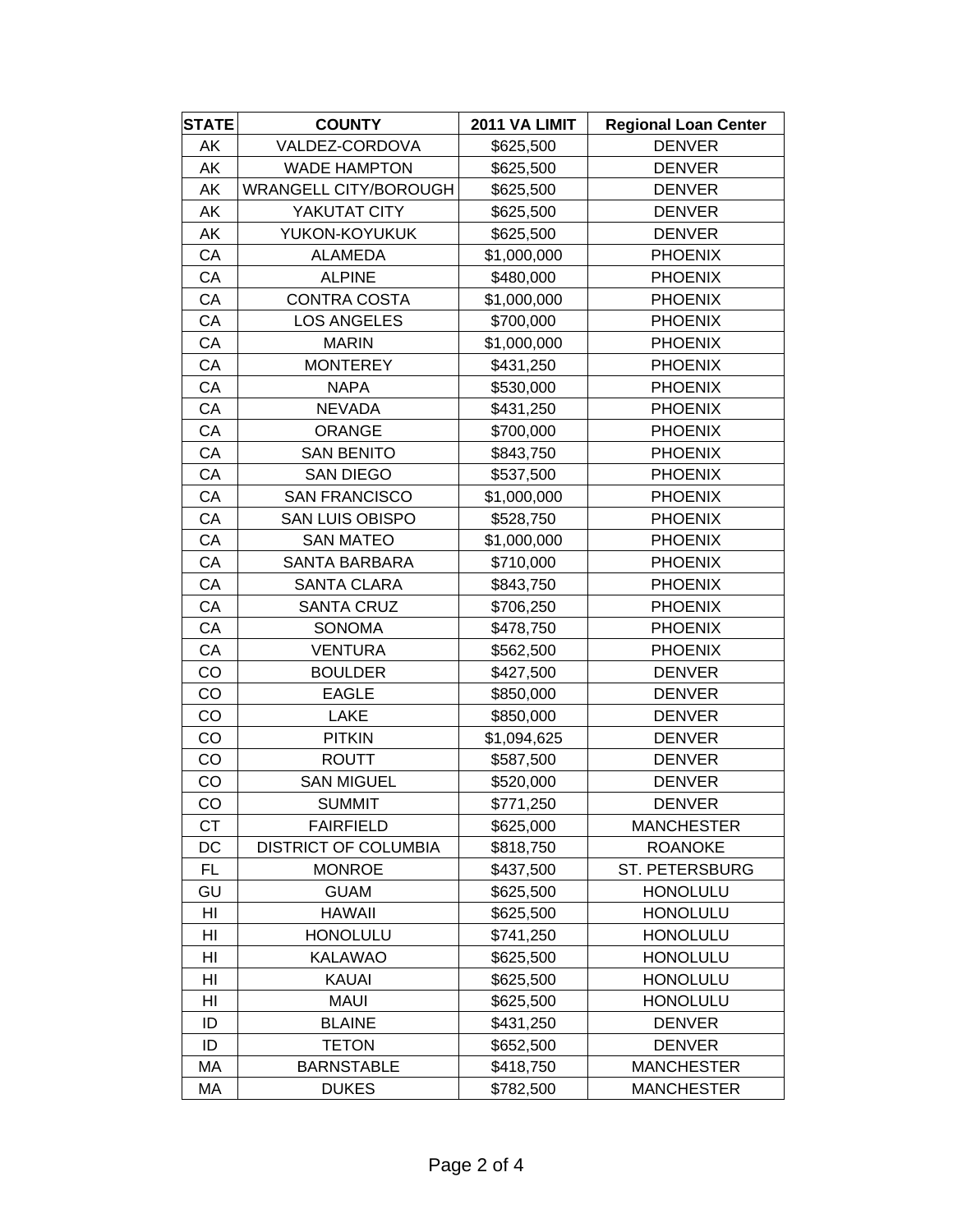| STATE | COUNTY | 2011 VA LIMIT | Regional Loan Center |
|---|---|---|---|
| AK | VALDEZ-CORDOVA | $625,500 | DENVER |
| AK | WADE HAMPTON | $625,500 | DENVER |
| AK | WRANGELL CITY/BOROUGH | $625,500 | DENVER |
| AK | YAKUTAT CITY | $625,500 | DENVER |
| AK | YUKON-KOYUKUK | $625,500 | DENVER |
| CA | ALAMEDA | $1,000,000 | PHOENIX |
| CA | ALPINE | $480,000 | PHOENIX |
| CA | CONTRA COSTA | $1,000,000 | PHOENIX |
| CA | LOS ANGELES | $700,000 | PHOENIX |
| CA | MARIN | $1,000,000 | PHOENIX |
| CA | MONTEREY | $431,250 | PHOENIX |
| CA | NAPA | $530,000 | PHOENIX |
| CA | NEVADA | $431,250 | PHOENIX |
| CA | ORANGE | $700,000 | PHOENIX |
| CA | SAN BENITO | $843,750 | PHOENIX |
| CA | SAN DIEGO | $537,500 | PHOENIX |
| CA | SAN FRANCISCO | $1,000,000 | PHOENIX |
| CA | SAN LUIS OBISPO | $528,750 | PHOENIX |
| CA | SAN MATEO | $1,000,000 | PHOENIX |
| CA | SANTA BARBARA | $710,000 | PHOENIX |
| CA | SANTA CLARA | $843,750 | PHOENIX |
| CA | SANTA CRUZ | $706,250 | PHOENIX |
| CA | SONOMA | $478,750 | PHOENIX |
| CA | VENTURA | $562,500 | PHOENIX |
| CO | BOULDER | $427,500 | DENVER |
| CO | EAGLE | $850,000 | DENVER |
| CO | LAKE | $850,000 | DENVER |
| CO | PITKIN | $1,094,625 | DENVER |
| CO | ROUTT | $587,500 | DENVER |
| CO | SAN MIGUEL | $520,000 | DENVER |
| CO | SUMMIT | $771,250 | DENVER |
| CT | FAIRFIELD | $625,000 | MANCHESTER |
| DC | DISTRICT OF COLUMBIA | $818,750 | ROANOKE |
| FL | MONROE | $437,500 | ST. PETERSBURG |
| GU | GUAM | $625,500 | HONOLULU |
| HI | HAWAII | $625,500 | HONOLULU |
| HI | HONOLULU | $741,250 | HONOLULU |
| HI | KALAWAO | $625,500 | HONOLULU |
| HI | KAUAI | $625,500 | HONOLULU |
| HI | MAUI | $625,500 | HONOLULU |
| ID | BLAINE | $431,250 | DENVER |
| ID | TETON | $652,500 | DENVER |
| MA | BARNSTABLE | $418,750 | MANCHESTER |
| MA | DUKES | $782,500 | MANCHESTER |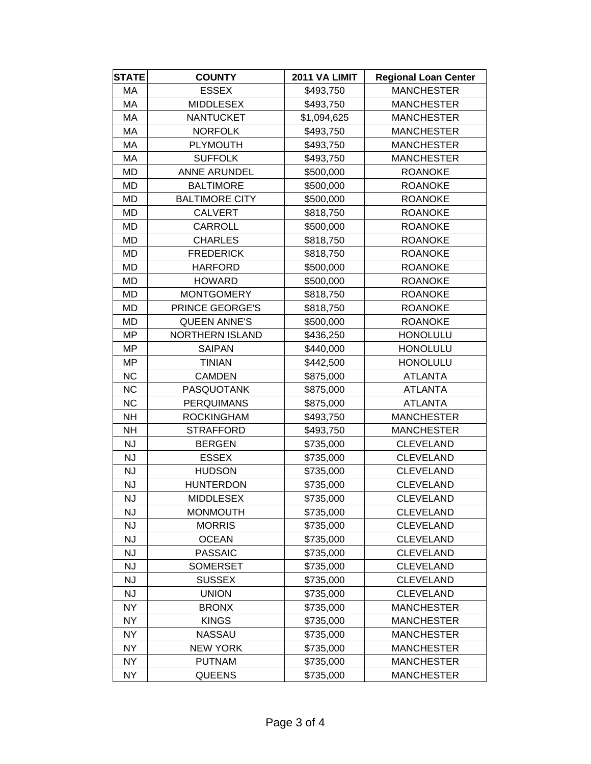| STATE | COUNTY | 2011 VA LIMIT | Regional Loan Center |
|---|---|---|---|
| MA | ESSEX | $493,750 | MANCHESTER |
| MA | MIDDLESEX | $493,750 | MANCHESTER |
| MA | NANTUCKET | $1,094,625 | MANCHESTER |
| MA | NORFOLK | $493,750 | MANCHESTER |
| MA | PLYMOUTH | $493,750 | MANCHESTER |
| MA | SUFFOLK | $493,750 | MANCHESTER |
| MD | ANNE ARUNDEL | $500,000 | ROANOKE |
| MD | BALTIMORE | $500,000 | ROANOKE |
| MD | BALTIMORE CITY | $500,000 | ROANOKE |
| MD | CALVERT | $818,750 | ROANOKE |
| MD | CARROLL | $500,000 | ROANOKE |
| MD | CHARLES | $818,750 | ROANOKE |
| MD | FREDERICK | $818,750 | ROANOKE |
| MD | HARFORD | $500,000 | ROANOKE |
| MD | HOWARD | $500,000 | ROANOKE |
| MD | MONTGOMERY | $818,750 | ROANOKE |
| MD | PRINCE GEORGE'S | $818,750 | ROANOKE |
| MD | QUEEN ANNE'S | $500,000 | ROANOKE |
| MP | NORTHERN ISLAND | $436,250 | HONOLULU |
| MP | SAIPAN | $440,000 | HONOLULU |
| MP | TINIAN | $442,500 | HONOLULU |
| NC | CAMDEN | $875,000 | ATLANTA |
| NC | PASQUOTANK | $875,000 | ATLANTA |
| NC | PERQUIMANS | $875,000 | ATLANTA |
| NH | ROCKINGHAM | $493,750 | MANCHESTER |
| NH | STRAFFORD | $493,750 | MANCHESTER |
| NJ | BERGEN | $735,000 | CLEVELAND |
| NJ | ESSEX | $735,000 | CLEVELAND |
| NJ | HUDSON | $735,000 | CLEVELAND |
| NJ | HUNTERDON | $735,000 | CLEVELAND |
| NJ | MIDDLESEX | $735,000 | CLEVELAND |
| NJ | MONMOUTH | $735,000 | CLEVELAND |
| NJ | MORRIS | $735,000 | CLEVELAND |
| NJ | OCEAN | $735,000 | CLEVELAND |
| NJ | PASSAIC | $735,000 | CLEVELAND |
| NJ | SOMERSET | $735,000 | CLEVELAND |
| NJ | SUSSEX | $735,000 | CLEVELAND |
| NJ | UNION | $735,000 | CLEVELAND |
| NY | BRONX | $735,000 | MANCHESTER |
| NY | KINGS | $735,000 | MANCHESTER |
| NY | NASSAU | $735,000 | MANCHESTER |
| NY | NEW YORK | $735,000 | MANCHESTER |
| NY | PUTNAM | $735,000 | MANCHESTER |
| NY | QUEENS | $735,000 | MANCHESTER |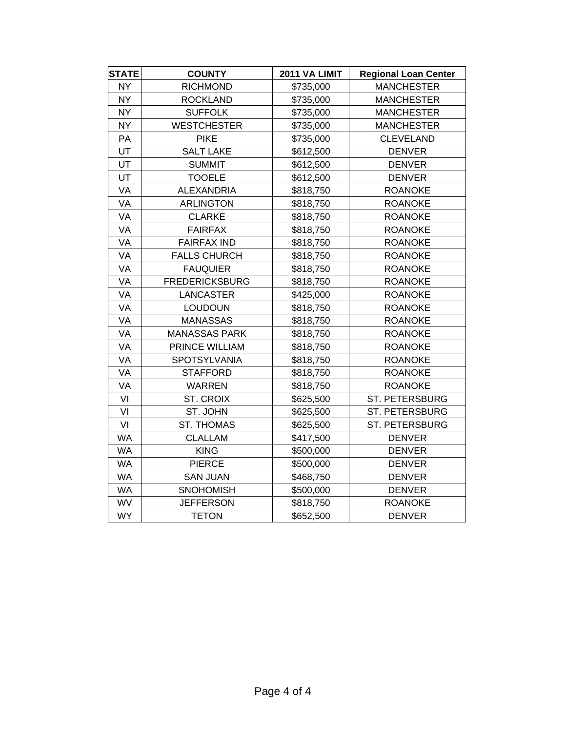| STATE | COUNTY | 2011 VA LIMIT | Regional Loan Center |
|---|---|---|---|
| NY | RICHMOND | $735,000 | MANCHESTER |
| NY | ROCKLAND | $735,000 | MANCHESTER |
| NY | SUFFOLK | $735,000 | MANCHESTER |
| NY | WESTCHESTER | $735,000 | MANCHESTER |
| PA | PIKE | $735,000 | CLEVELAND |
| UT | SALT LAKE | $612,500 | DENVER |
| UT | SUMMIT | $612,500 | DENVER |
| UT | TOOELE | $612,500 | DENVER |
| VA | ALEXANDRIA | $818,750 | ROANOKE |
| VA | ARLINGTON | $818,750 | ROANOKE |
| VA | CLARKE | $818,750 | ROANOKE |
| VA | FAIRFAX | $818,750 | ROANOKE |
| VA | FAIRFAX IND | $818,750 | ROANOKE |
| VA | FALLS CHURCH | $818,750 | ROANOKE |
| VA | FAUQUIER | $818,750 | ROANOKE |
| VA | FREDERICKSBURG | $818,750 | ROANOKE |
| VA | LANCASTER | $425,000 | ROANOKE |
| VA | LOUDOUN | $818,750 | ROANOKE |
| VA | MANASSAS | $818,750 | ROANOKE |
| VA | MANASSAS PARK | $818,750 | ROANOKE |
| VA | PRINCE WILLIAM | $818,750 | ROANOKE |
| VA | SPOTSYLVANIA | $818,750 | ROANOKE |
| VA | STAFFORD | $818,750 | ROANOKE |
| VA | WARREN | $818,750 | ROANOKE |
| VI | ST. CROIX | $625,500 | ST. PETERSBURG |
| VI | ST. JOHN | $625,500 | ST. PETERSBURG |
| VI | ST. THOMAS | $625,500 | ST. PETERSBURG |
| WA | CLALLAM | $417,500 | DENVER |
| WA | KING | $500,000 | DENVER |
| WA | PIERCE | $500,000 | DENVER |
| WA | SAN JUAN | $468,750 | DENVER |
| WA | SNOHOMISH | $500,000 | DENVER |
| WV | JEFFERSON | $818,750 | ROANOKE |
| WY | TETON | $652,500 | DENVER |